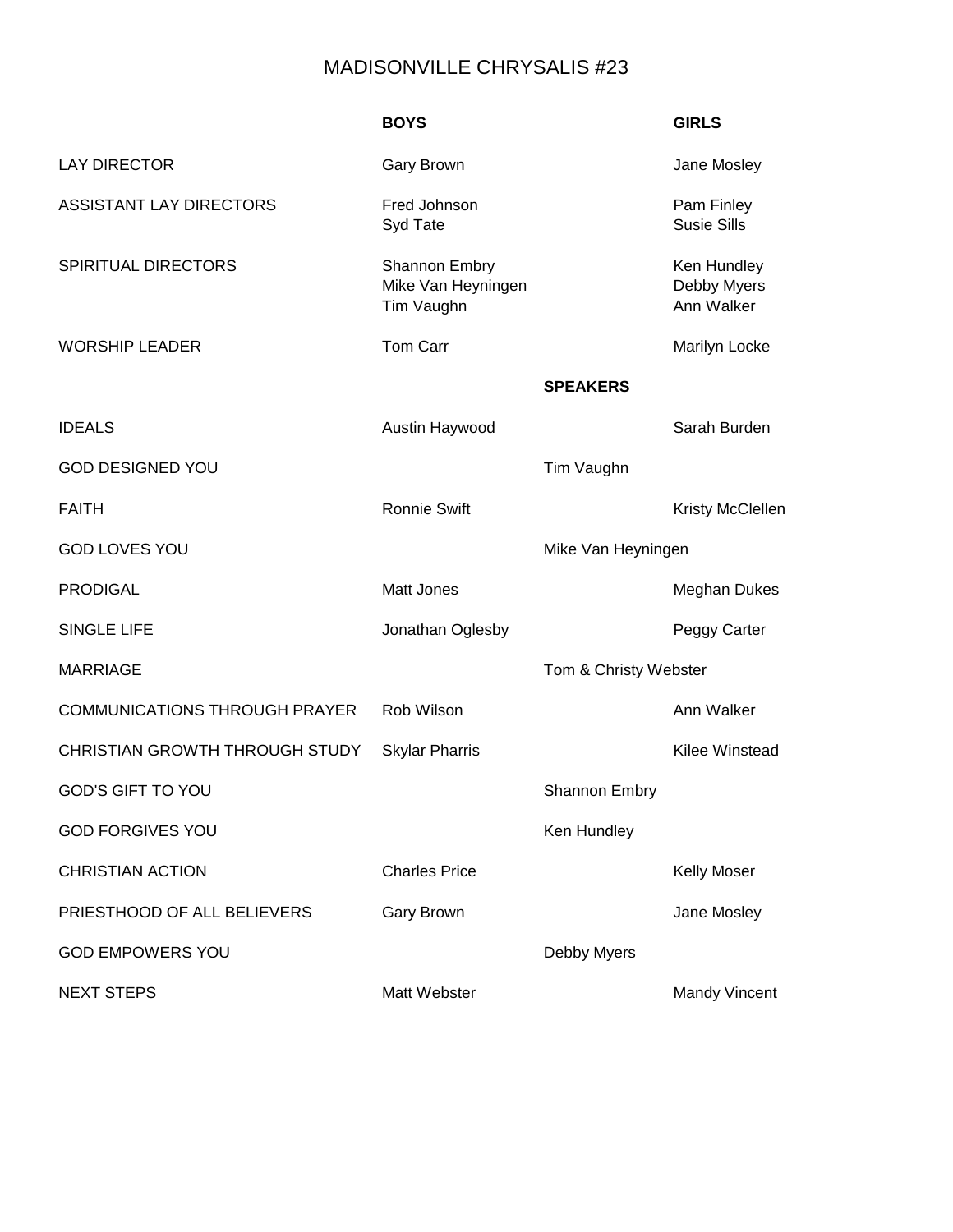# MADISONVILLE CHRYSALIS #23

| | **BOYS** | | **GIRLS** |
|---|---|---|---|
| LAY DIRECTOR | Gary Brown | | Jane Mosley |
| ASSISTANT LAY DIRECTORS | Fred Johnson<br>Syd Tate | | Pam Finley<br>Susie Sills |
| SPIRITUAL DIRECTORS | Shannon Embry<br>Mike Van Heyningen<br>Tim Vaughn | | Ken Hundley<br>Debby Myers<br>Ann Walker |
| WORSHIP LEADER | Tom Carr | | Marilyn Locke |
| | | **SPEAKERS** | |
| IDEALS | Austin Haywood | | Sarah Burden |
| GOD DESIGNED YOU | | Tim Vaughn | |
| FAITH | Ronnie Swift | | Kristy McClellen |
| GOD LOVES YOU | | Mike Van Heyningen | |
| PRODIGAL | Matt Jones | | Meghan Dukes |
| SINGLE LIFE | Jonathan Oglesby | | Peggy Carter |
| MARRIAGE | | Tom & Christy Webster | |
| COMMUNICATIONS THROUGH PRAYER | Rob Wilson | | Ann Walker |
| CHRISTIAN GROWTH THROUGH STUDY | Skylar Pharris | | Kilee Winstead |
| GOD'S GIFT TO YOU | | Shannon Embry | |
| GOD FORGIVES YOU | | Ken Hundley | |
| CHRISTIAN ACTION | Charles Price | | Kelly Moser |
| PRIESTHOOD OF ALL BELIEVERS | Gary Brown | | Jane Mosley |
| GOD EMPOWERS YOU | | Debby Myers | |
| NEXT STEPS | Matt Webster | | Mandy Vincent |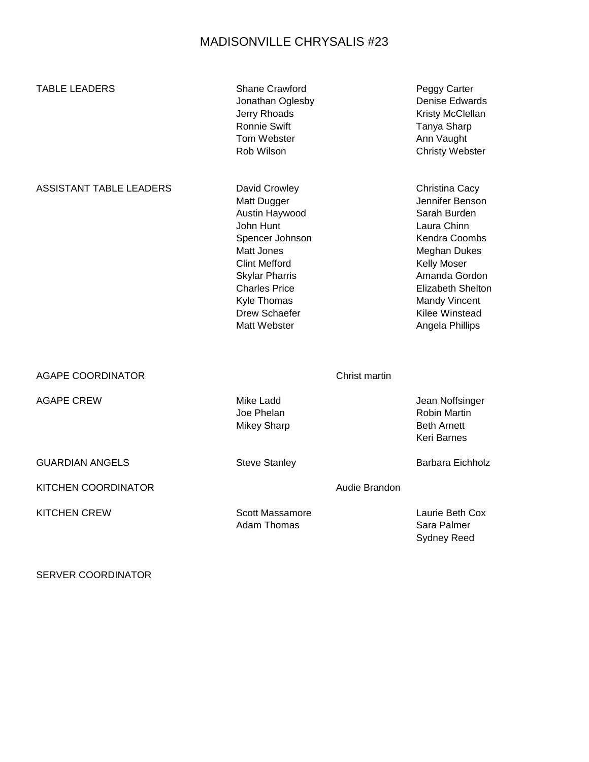# MADISONVILLE CHRYSALIS #23

| | | | |
|---|---|---|---|
| TABLE LEADERS | Shane Crawford<br>Jonathan Oglesby<br>Jerry Rhoads<br>Ronnie Swift<br>Tom Webster<br>Rob Wilson | | Peggy Carter<br>Denise Edwards<br>Kristy McClellan<br>Tanya Sharp<br>Ann Vaught<br>Christy Webster |
| ASSISTANT TABLE LEADERS | David Crowley<br>Matt Dugger<br>Austin Haywood<br>John Hunt<br>Spencer Johnson<br>Matt Jones<br>Clint Mefford<br>Skylar Pharris<br>Charles Price<br>Kyle Thomas<br>Drew Schaefer<br>Matt Webster | | Christina Cacy<br>Jennifer Benson<br>Sarah Burden<br>Laura Chinn<br>Kendra Coombs<br>Meghan Dukes<br>Kelly Moser<br>Amanda Gordon<br>Elizabeth Shelton<br>Mandy Vincent<br>Kilee Winstead<br>Angela Phillips |
| AGAPE COORDINATOR | | Christ martin | |
| AGAPE CREW | Mike Ladd<br>Joe Phelan<br>Mikey Sharp | | Jean Noffsinger<br>Robin Martin<br>Beth Arnett<br>Keri Barnes |
| GUARDIAN ANGELS | Steve Stanley | | Barbara Eichholz |
| KITCHEN COORDINATOR | | Audie Brandon | |
| KITCHEN CREW | Scott Massamore<br>Adam Thomas | | Laurie Beth Cox<br>Sara Palmer<br>Sydney Reed |
| SERVER COORDINATOR | | | |